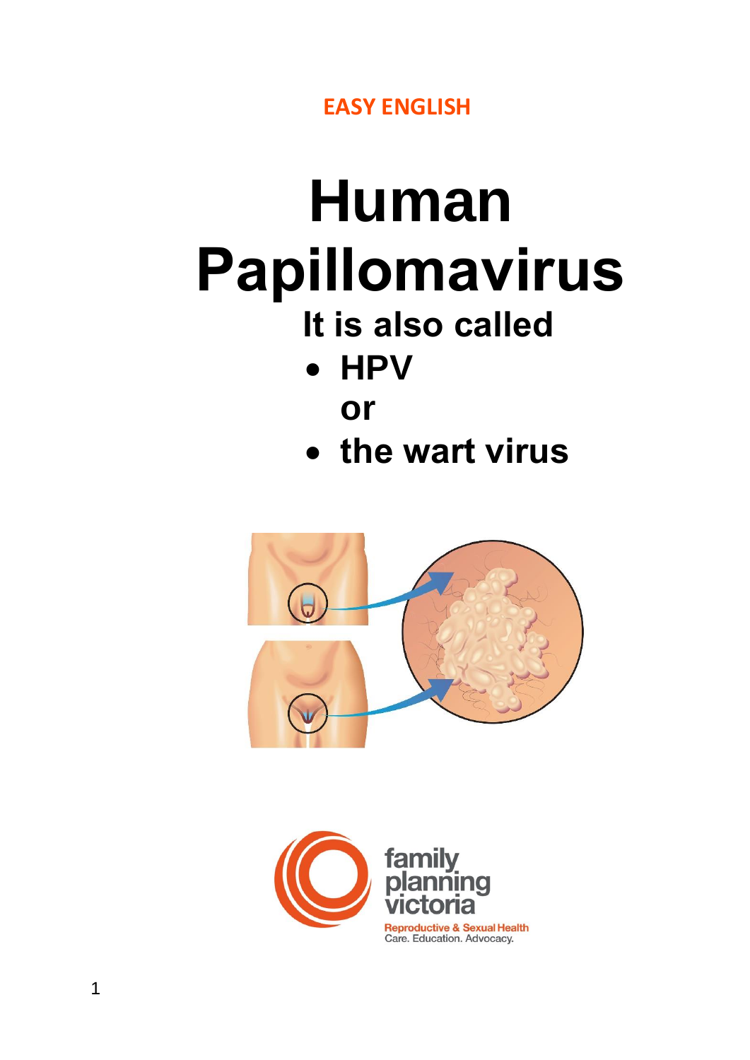EASY ENGLISH

# Human Papillomavirus

## It is also called

- **HPV**

  **or**

- **the wart virus**

family planning victoria

Reproductive & Sexual Health

Care. Education. Advocacy.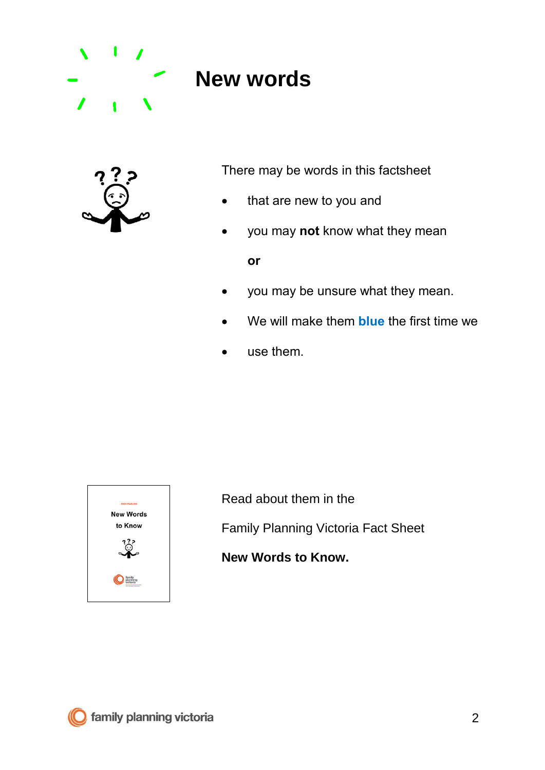# New words

There may be words in this factsheet

- that are new to you and
- you may **not** know what they mean

  **or**

- you may be unsure what they mean.
- We will make them **blue** the first time we
- use them.

Read about them in the

Family Planning Victoria Fact Sheet

**New Words to Know.**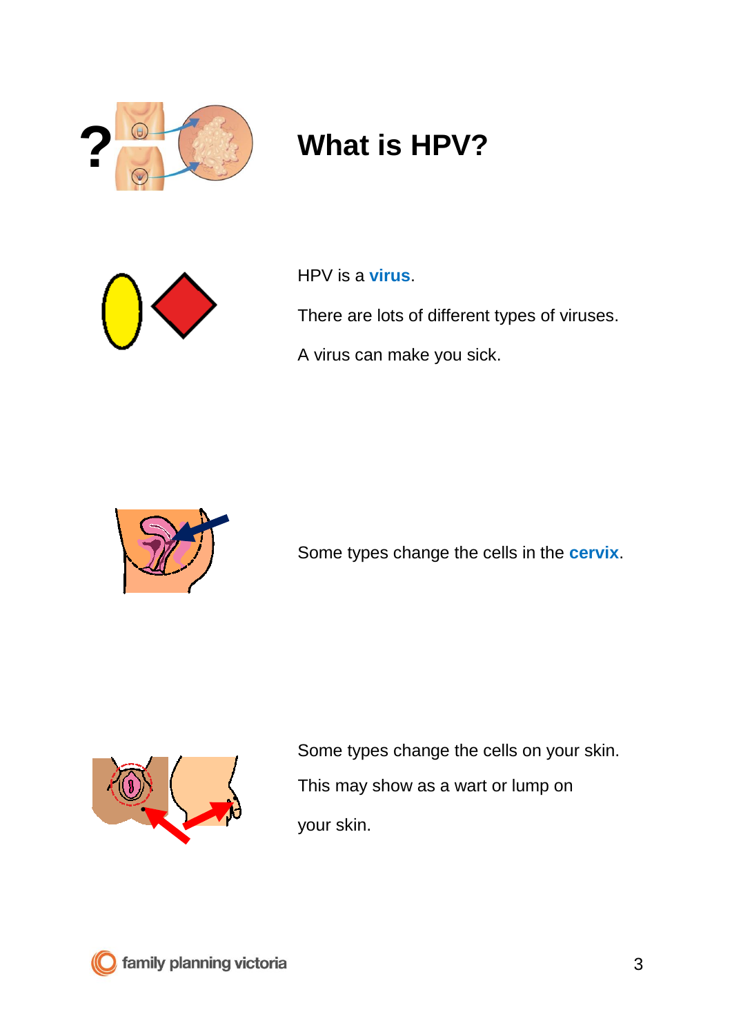# What is HPV?

HPV is a **virus**.

There are lots of different types of viruses.

A virus can make you sick.

Some types change the cells in the **cervix**.

Some types change the cells on your skin.

This may show as a wart or lump on your skin.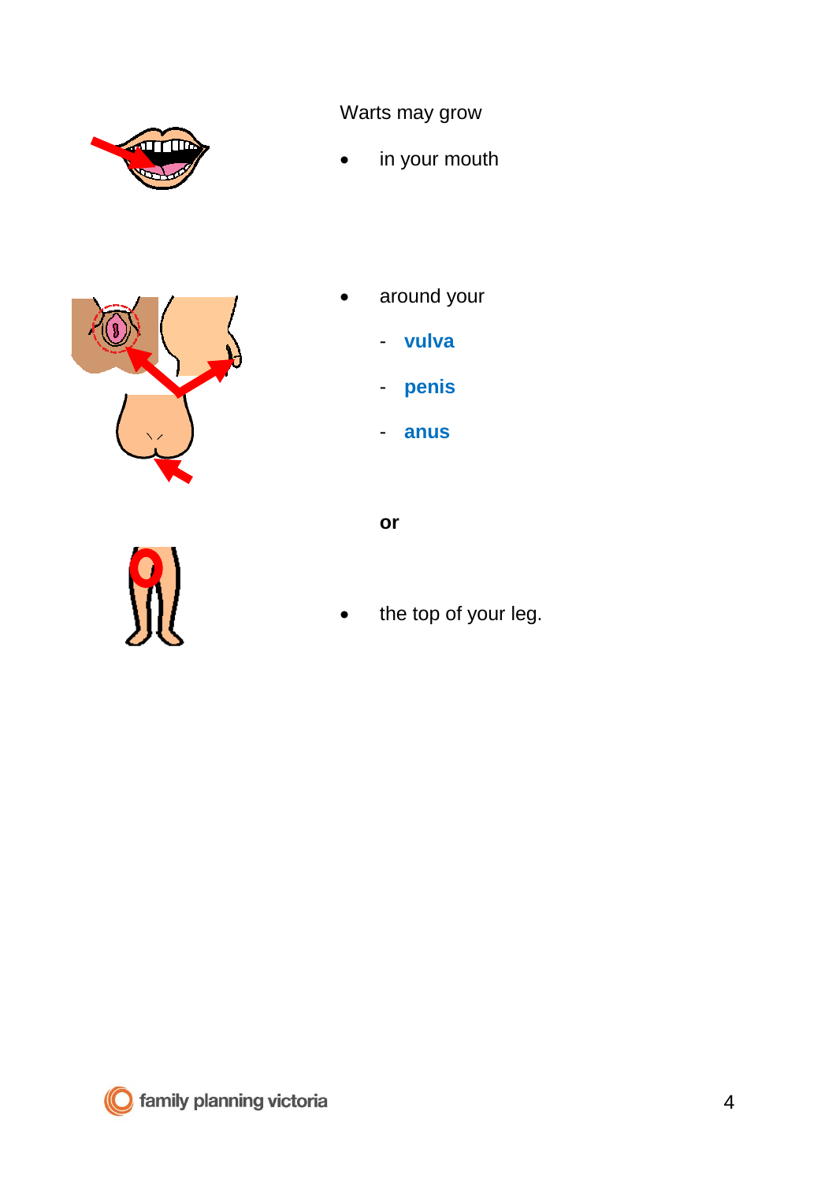Warts may grow

- in your mouth

- around your
  - **vulva**
  - **penis**
  - **anus**

  **or**

- the top of your leg.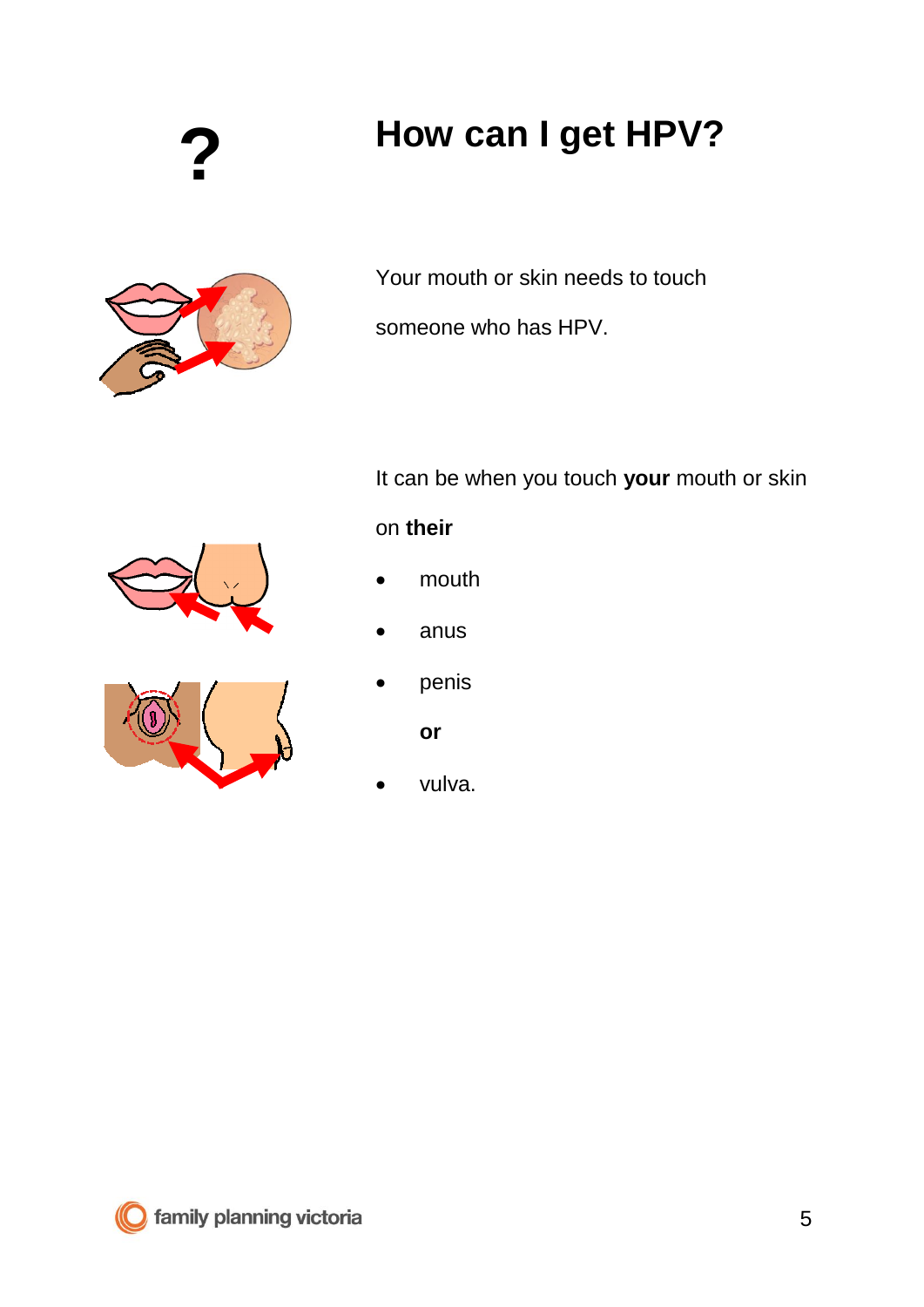# How can I get HPV?

Your mouth or skin needs to touch someone who has HPV.

It can be when you touch **your** mouth or skin on **their**

- mouth
- anus
- penis

  **or**

- vulva.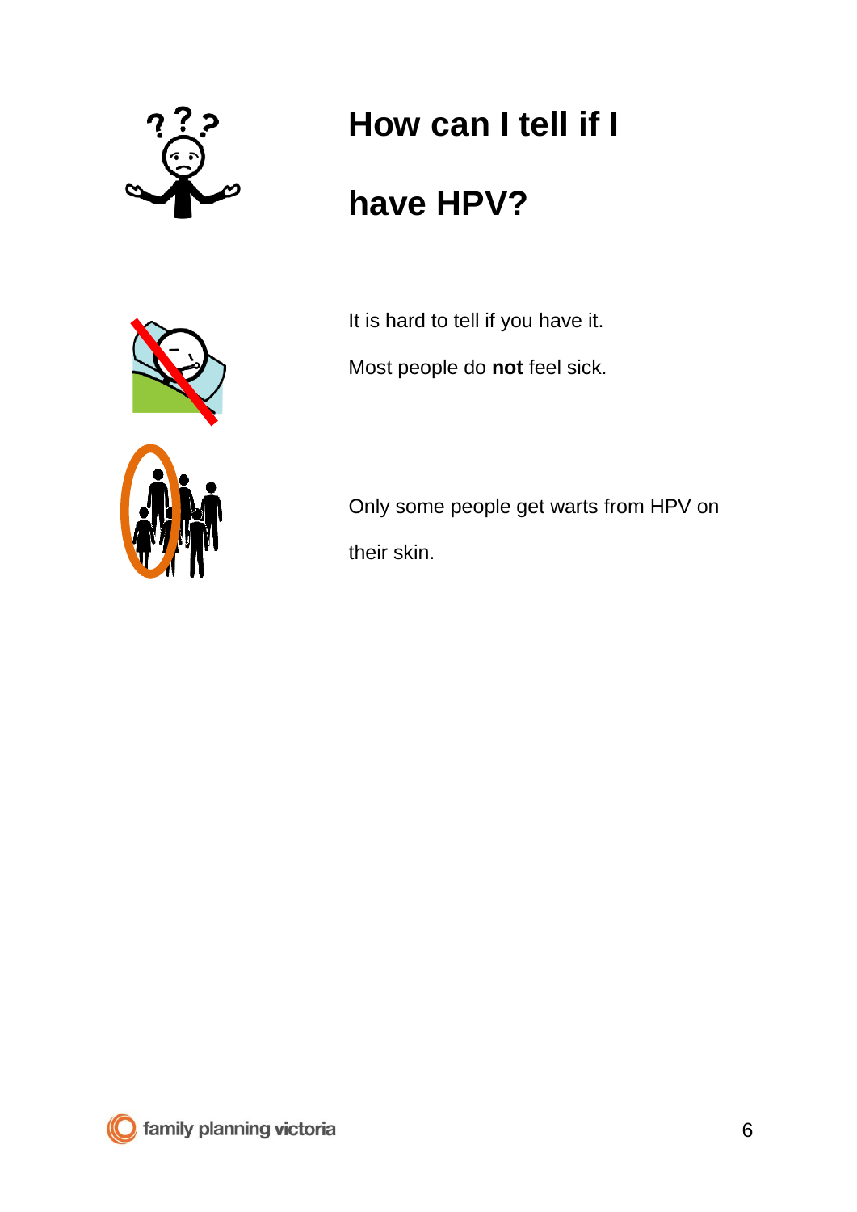# How can I tell if I have HPV?

It is hard to tell if you have it.

Most people do **not** feel sick.

Only some people get warts from HPV on their skin.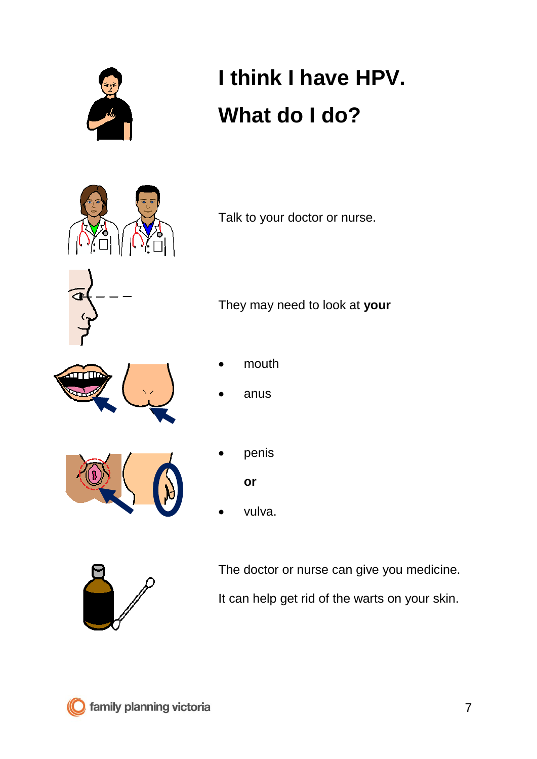# I think I have HPV.

# What do I do?

Talk to your doctor or nurse.

They may need to look at **your**

- mouth
- anus
- penis

  **or**
- vulva.

The doctor or nurse can give you medicine.

It can help get rid of the warts on your skin.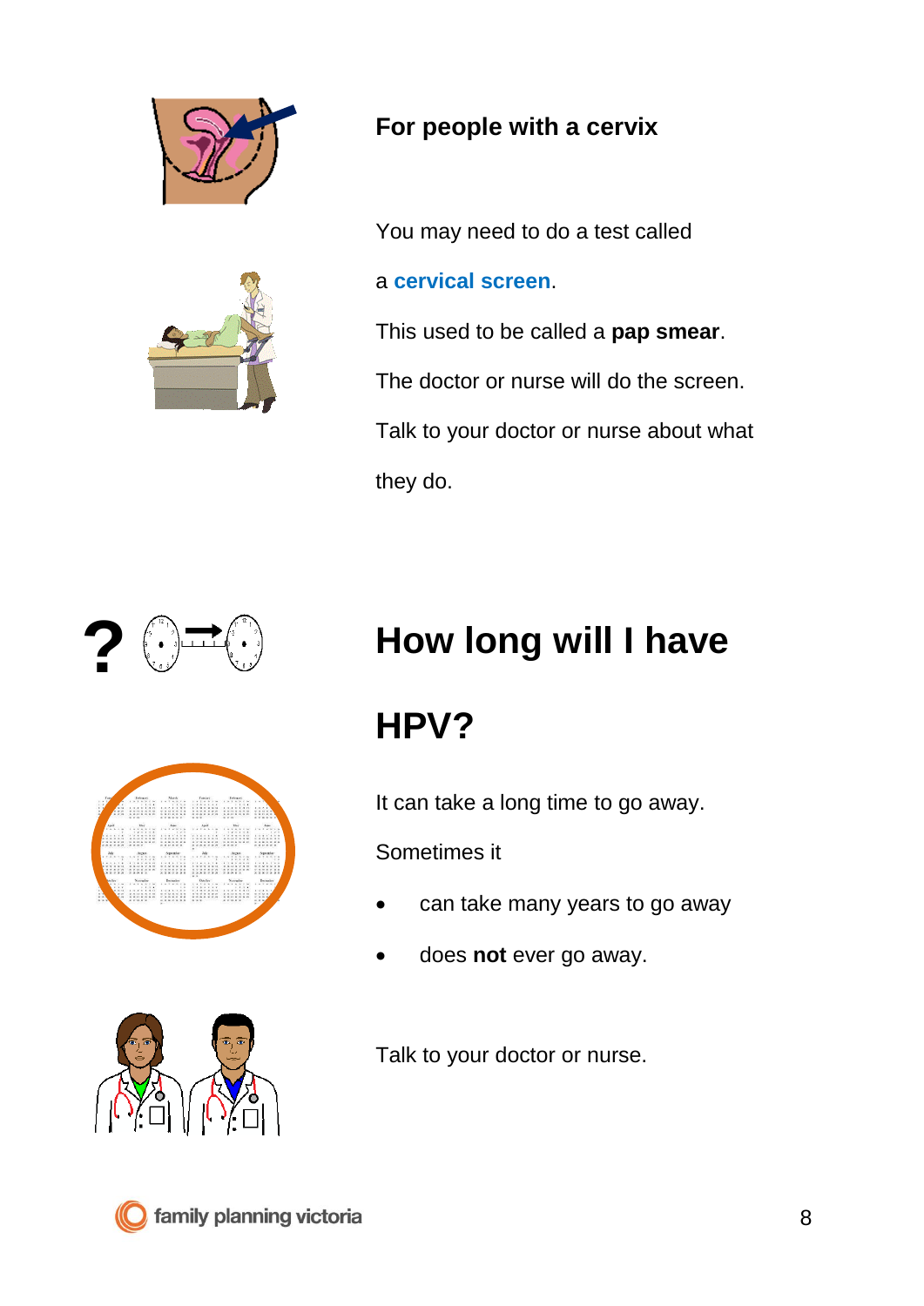### For people with a cervix

You may need to do a test called

a **cervical screen**.

This used to be called a **pap smear**.

The doctor or nurse will do the screen.

Talk to your doctor or nurse about what

they do.

## How long will I have HPV?

It can take a long time to go away.

Sometimes it

- can take many years to go away
- does **not** ever go away.

Talk to your doctor or nurse.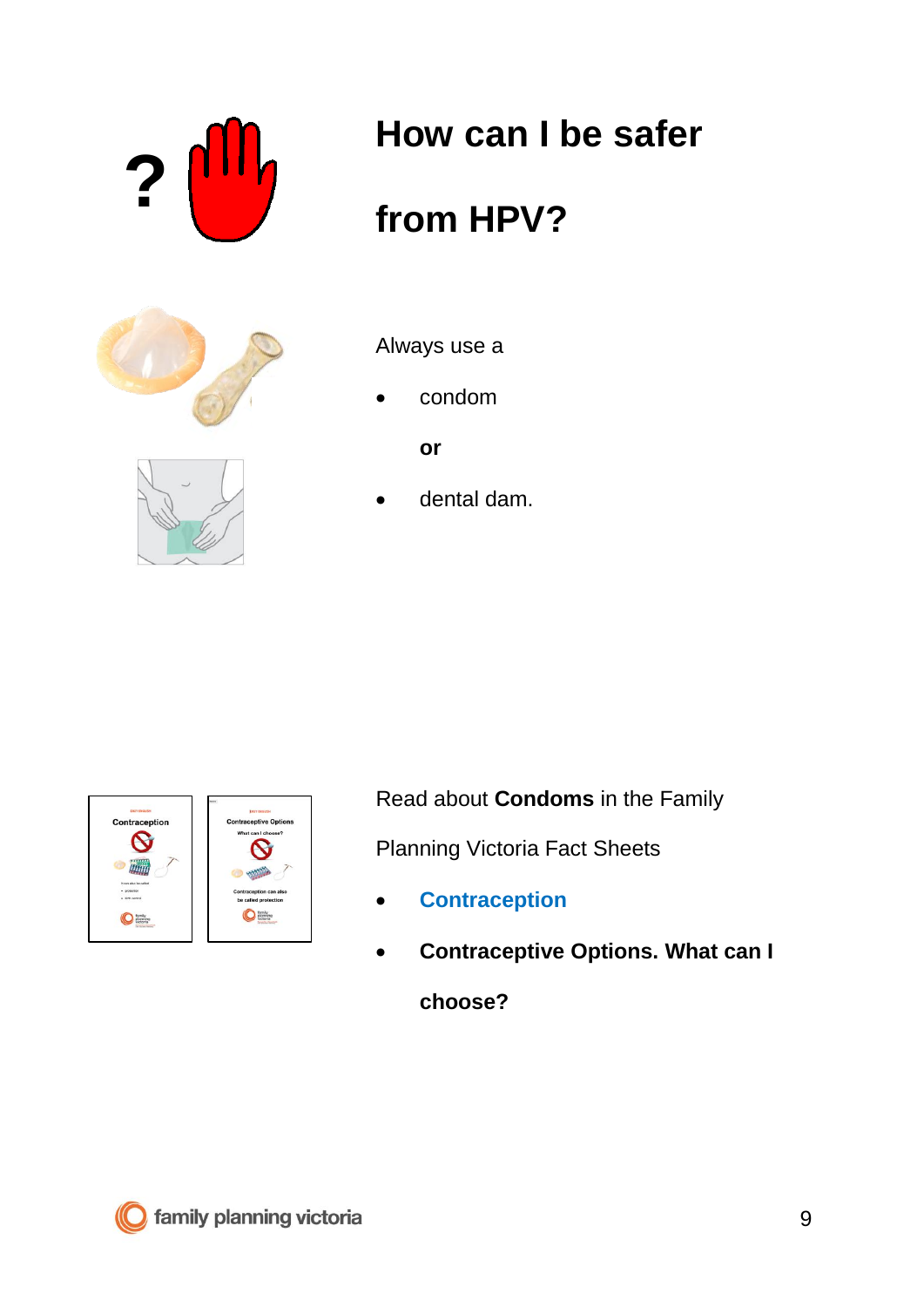# How can I be safer from HPV?

Always use a

- condom

  **or**

- dental dam.

Read about **Condoms** in the Family Planning Victoria Fact Sheets

- **Contraception**
- **Contraceptive Options. What can I choose?**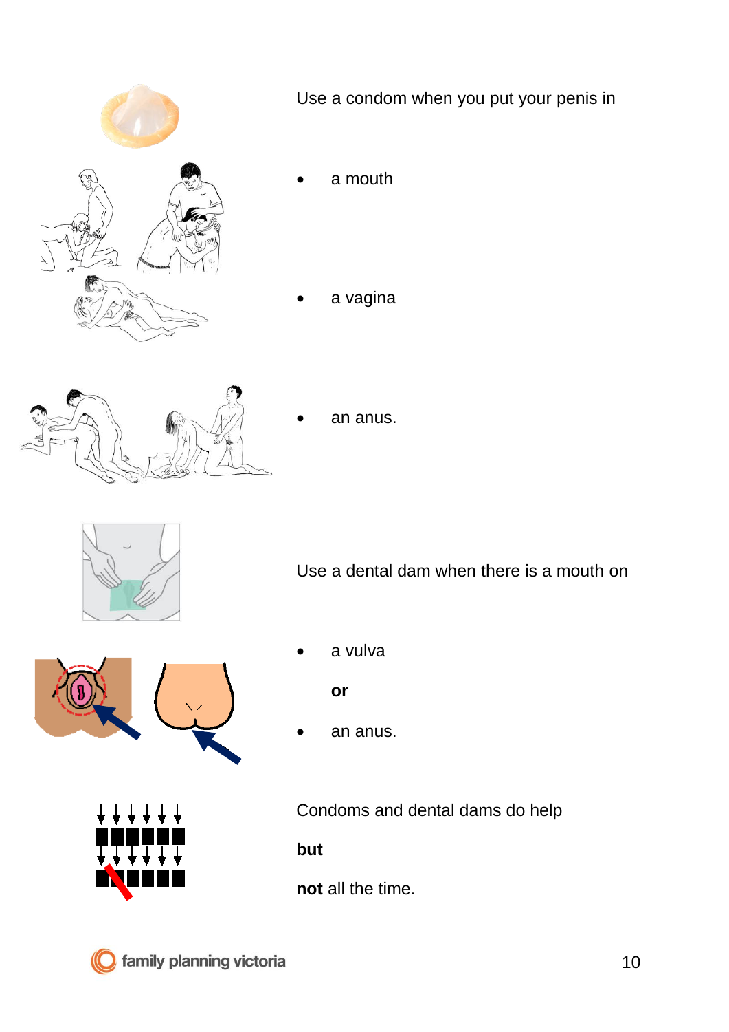Use a condom when you put your penis in

- a mouth
- a vagina
- an anus.

Use a dental dam when there is a mouth on

- a vulva

  **or**

- an anus.

Condoms and dental dams do help

**but**

**not** all the time.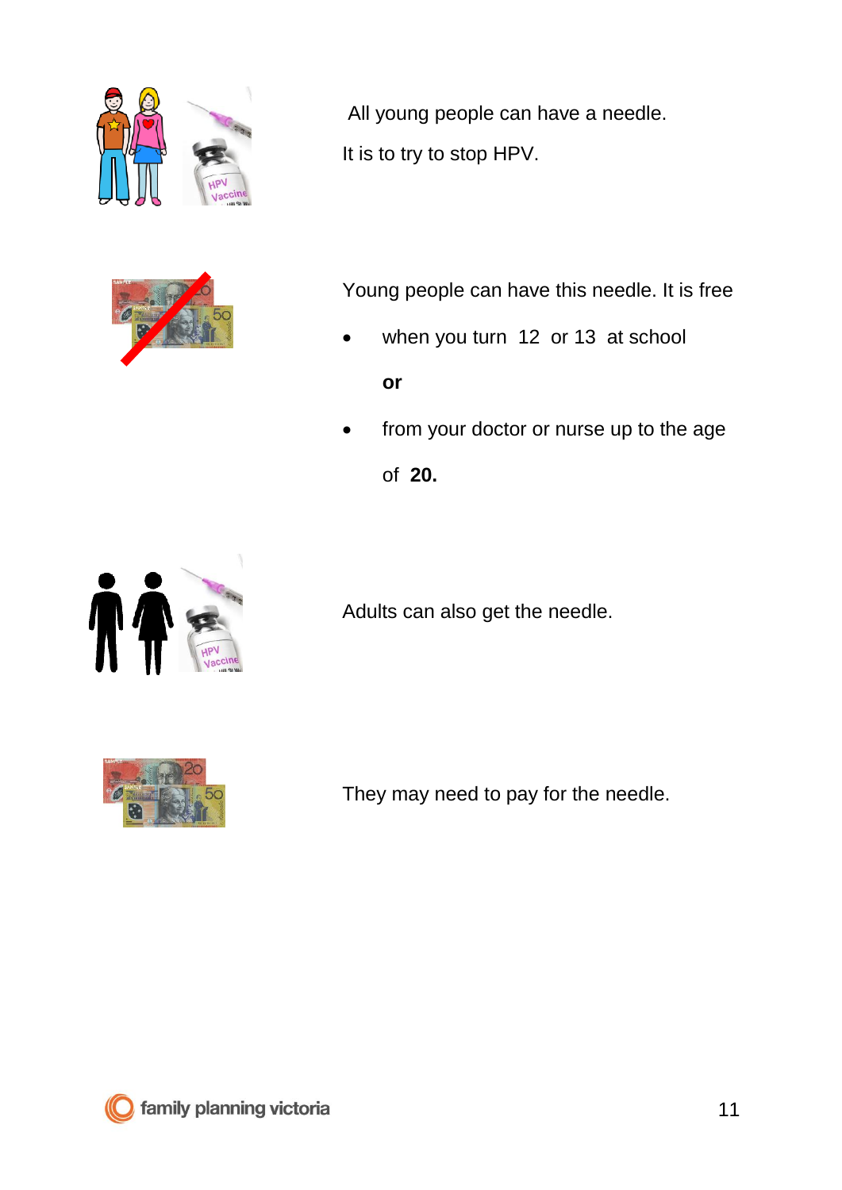All young people can have a needle.

It is to try to stop HPV.

Young people can have this needle. It is free

- when you turn 12 or 13 at school

  **or**

- from your doctor or nurse up to the age of **20.**

Adults can also get the needle.

They may need to pay for the needle.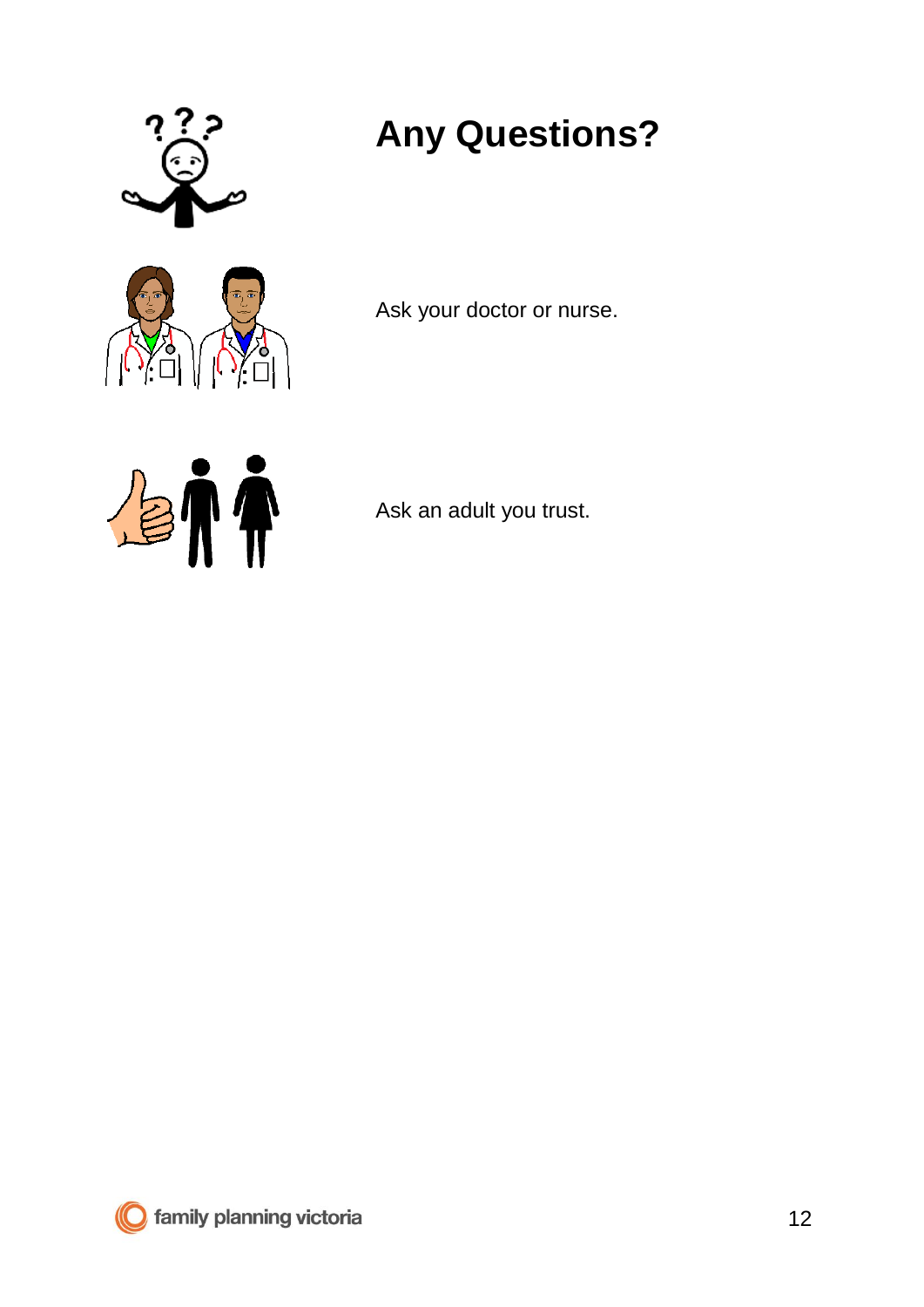# Any Questions?

Ask your doctor or nurse.

Ask an adult you trust.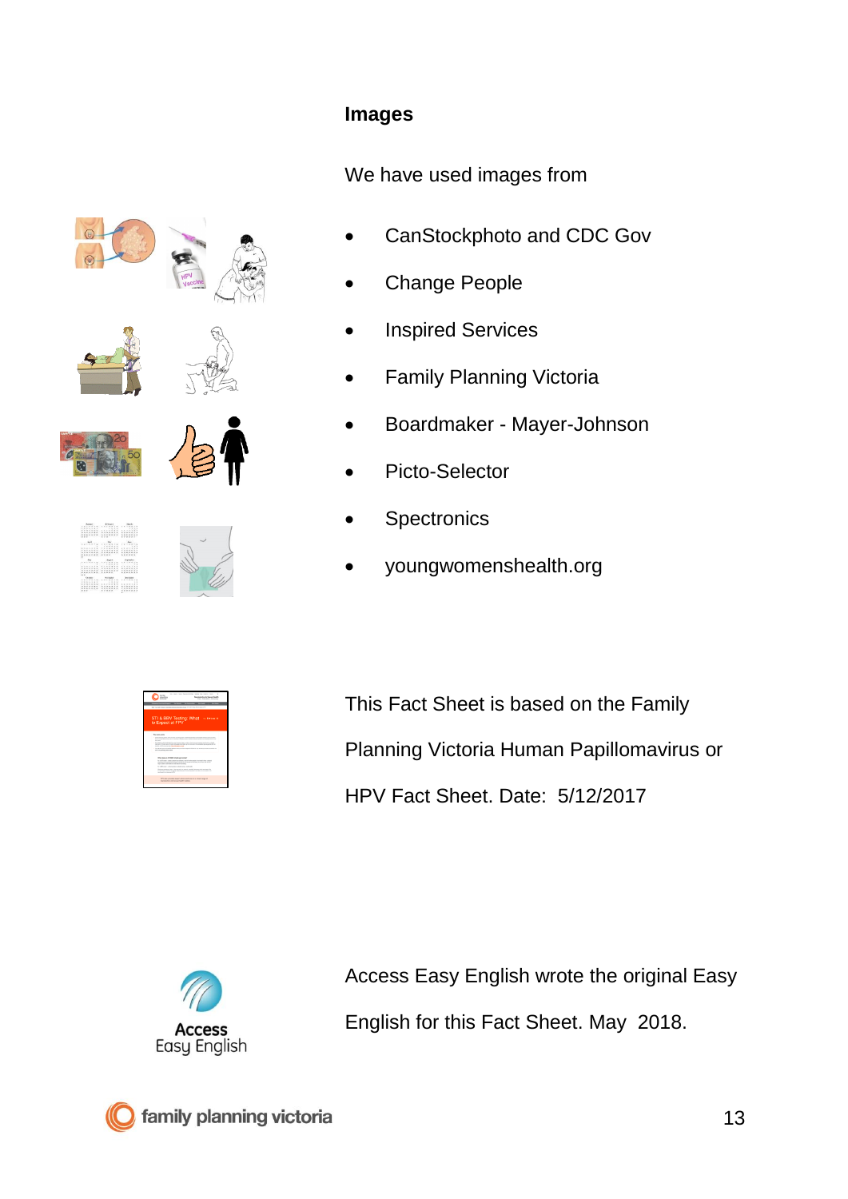## Images

We have used images from

- CanStockphoto and CDC Gov
- Change People
- Inspired Services
- Family Planning Victoria
- Boardmaker - Mayer-Johnson
- Picto-Selector
- Spectronics
- youngwomenshealth.org

This Fact Sheet is based on the Family Planning Victoria Human Papillomavirus or HPV Fact Sheet. Date: 5/12/2017

Access Easy English wrote the original Easy English for this Fact Sheet. May 2018.